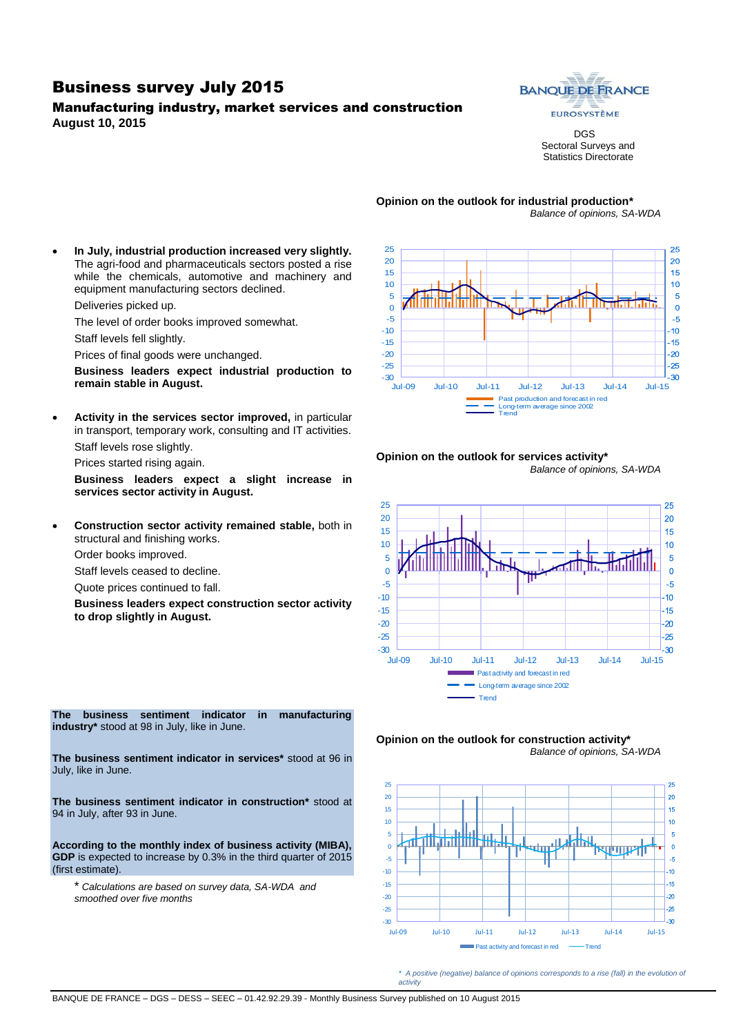# Business survey July 2015

## Manufacturing industry, market services and construction

**August 10, 2015**

BANQUE DE FRANCE
EUROSYSTÈME

DGS
Sectoral Surveys and Statistics Directorate

- **In July, industrial production increased very slightly.** The agri-food and pharmaceuticals sectors posted a rise while the chemicals, automotive and machinery and equipment manufacturing sectors declined.

  Deliveries picked up.

  The level of order books improved somewhat.

  Staff levels fell slightly.

  Prices of final goods were unchanged.

  **Business leaders expect industrial production to remain stable in August.**

- **Activity in the services sector improved,** in particular in transport, temporary work, consulting and IT activities.

  Staff levels rose slightly.

  Prices started rising again.

  **Business leaders expect a slight increase in services sector activity in August.**

- **Construction sector activity remained stable,** both in structural and finishing works.

  Order books improved.

  Staff levels ceased to decline.

  Quote prices continued to fall.

  **Business leaders expect construction sector activity to drop slightly in August.**

**The business sentiment indicator in manufacturing industry*** stood at 98 in July, like in June.

**The business sentiment indicator in services*** stood at 96 in July, like in June.

**The business sentiment indicator in construction*** stood at 94 in July, after 93 in June.

**According to the monthly index of business activity (MIBA), GDP** is expected to increase by 0.3% in the third quarter of 2015 (first estimate).

\* *Calculations are based on survey data, SA-WDA and smoothed over five months*

**Opinion on the outlook for industrial production***
*Balance of opinions, SA-WDA*

Past production and forecast in red — Long-term average since 2002 — Trend

**Opinion on the outlook for services activity***
*Balance of opinions, SA-WDA*

Past activity and forecast in red — Long-term average since 2002 — Trend

**Opinion on the outlook for construction activity***
*Balance of opinions, SA-WDA*

Past activity and forecast in red — Trend

\* *A positive (negative) balance of opinions corresponds to a rise (fall) in the evolution of activity*

BANQUE DE FRANCE – DGS – DESS – SEEC – 01.42.92.29.39 - Monthly Business Survey published on 10 August 2015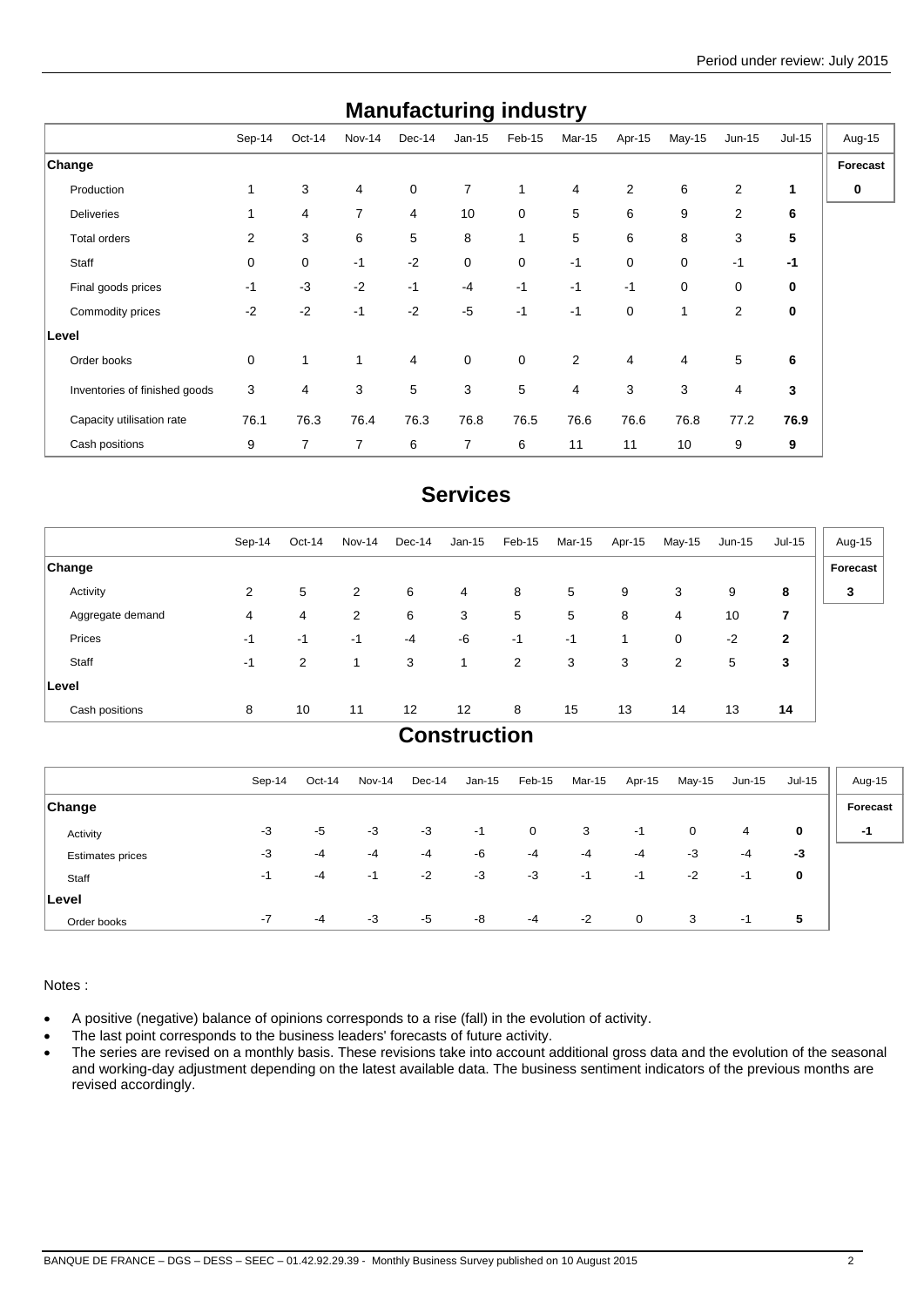## Manufacturing industry

| | Sep-14 | Oct-14 | Nov-14 | Dec-14 | Jan-15 | Feb-15 | Mar-15 | Apr-15 | May-15 | Jun-15 | Jul-15 | Aug-15 |
|---|---|---|---|---|---|---|---|---|---|---|---|---|
| **Change** | | | | | | | | | | | | **Forecast** |
| Production | 1 | 3 | 4 | 0 | 7 | 1 | 4 | 2 | 6 | 2 | **1** | **0** |
| Deliveries | 1 | 4 | 7 | 4 | 10 | 0 | 5 | 6 | 9 | 2 | **6** | |
| Total orders | 2 | 3 | 6 | 5 | 8 | 1 | 5 | 6 | 8 | 3 | **5** | |
| Staff | 0 | 0 | -1 | -2 | 0 | 0 | -1 | 0 | 0 | -1 | **-1** | |
| Final goods prices | -1 | -3 | -2 | -1 | -4 | -1 | -1 | -1 | 0 | 0 | **0** | |
| Commodity prices | -2 | -2 | -1 | -2 | -5 | -1 | -1 | 0 | 1 | 2 | **0** | |
| **Level** | | | | | | | | | | | | |
| Order books | 0 | 1 | 1 | 4 | 0 | 0 | 2 | 4 | 4 | 5 | **6** | |
| Inventories of finished goods | 3 | 4 | 3 | 5 | 3 | 5 | 4 | 3 | 3 | 4 | **3** | |
| Capacity utilisation rate | 76.1 | 76.3 | 76.4 | 76.3 | 76.8 | 76.5 | 76.6 | 76.6 | 76.8 | 77.2 | **76.9** | |
| Cash positions | 9 | 7 | 7 | 6 | 7 | 6 | 11 | 11 | 10 | 9 | **9** | |

## Services

| | Sep-14 | Oct-14 | Nov-14 | Dec-14 | Jan-15 | Feb-15 | Mar-15 | Apr-15 | May-15 | Jun-15 | Jul-15 | Aug-15 |
|---|---|---|---|---|---|---|---|---|---|---|---|---|
| **Change** | | | | | | | | | | | | **Forecast** |
| Activity | 2 | 5 | 2 | 6 | 4 | 8 | 5 | 9 | 3 | 9 | **8** | **3** |
| Aggregate demand | 4 | 4 | 2 | 6 | 3 | 5 | 5 | 8 | 4 | 10 | **7** | |
| Prices | -1 | -1 | -1 | -4 | -6 | -1 | -1 | 1 | 0 | -2 | **2** | |
| Staff | -1 | 2 | 1 | 3 | 1 | 2 | 3 | 3 | 2 | 5 | **3** | |
| **Level** | | | | | | | | | | | | |
| Cash positions | 8 | 10 | 11 | 12 | 12 | 8 | 15 | 13 | 14 | 13 | **14** | |

## Construction

| | Sep-14 | Oct-14 | Nov-14 | Dec-14 | Jan-15 | Feb-15 | Mar-15 | Apr-15 | May-15 | Jun-15 | Jul-15 | Aug-15 |
|---|---|---|---|---|---|---|---|---|---|---|---|---|
| **Change** | | | | | | | | | | | | **Forecast** |
| Activity | -3 | -5 | -3 | -3 | -1 | 0 | 3 | -1 | 0 | 4 | **0** | **-1** |
| Estimates prices | -3 | -4 | -4 | -4 | -6 | -4 | -4 | -4 | -3 | -4 | **-3** | |
| Staff | -1 | -4 | -1 | -2 | -3 | -3 | -1 | -1 | -2 | -1 | **0** | |
| **Level** | | | | | | | | | | | | |
| Order books | -7 | -4 | -3 | -5 | -8 | -4 | -2 | 0 | 3 | -1 | **5** | |

Notes :

- A positive (negative) balance of opinions corresponds to a rise (fall) in the evolution of activity.
- The last point corresponds to the business leaders' forecasts of future activity.
- The series are revised on a monthly basis. These revisions take into account additional gross data and the evolution of the seasonal and working-day adjustment depending on the latest available data. The business sentiment indicators of the previous months are revised accordingly.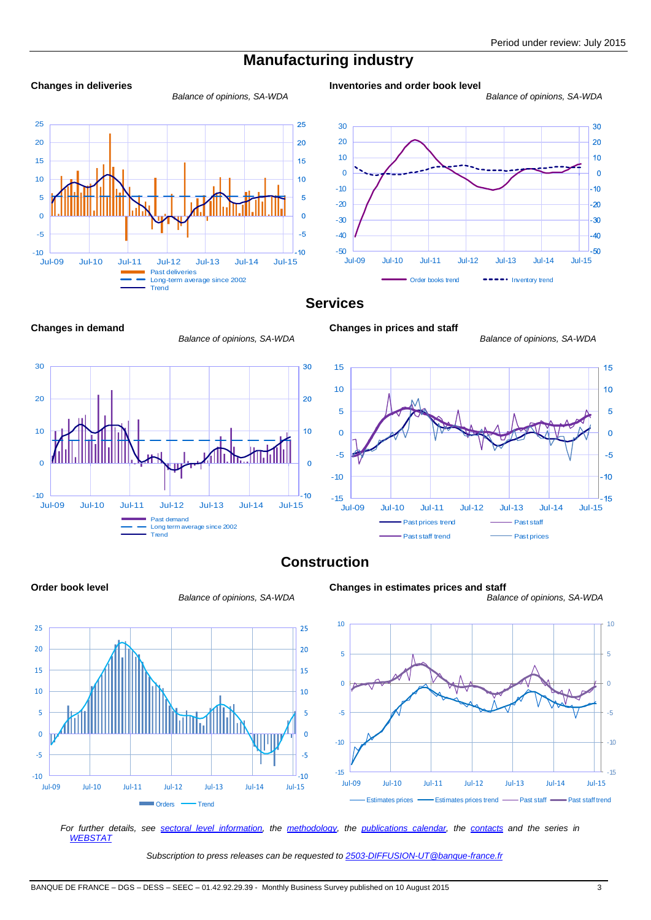Period under review: July 2015

# Manufacturing industry

### Changes in deliveries

*Balance of opinions, SA-WDA*

25
20
15
10
5
0
-5
-10

Jul-09 Jul-10 Jul-11 Jul-12 Jul-13 Jul-14 Jul-15

Past deliveries
Long-term average since 2002
Trend

### Inventories and order book level

*Balance of opinions, SA-WDA*

30
20
10
0
-10
-20
-30
-40
-50

Jul-09 Jul-10 Jul-11 Jul-12 Jul-13 Jul-14 Jul-15

Order books trend
Inventory trend

# Services

### Changes in demand

*Balance of opinions, SA-WDA*

30
20
10
0
-10

Jul-09 Jul-10 Jul-11 Jul-12 Jul-13 Jul-14 Jul-15

Past demand
Long term average since 2002
Trend

### Changes in prices and staff

*Balance of opinions, SA-WDA*

15
10
5
0
-5
-10
-15

Jul-09 Jul-10 Jul-11 Jul-12 Jul-13 Jul-14 Jul-15

Past prices trend
Past staff
Past staff trend
Past prices

# Construction

### Order book level

*Balance of opinions, SA-WDA*

25
20
15
10
5
0
-5
-10

Jul-09 Jul-10 Jul-11 Jul-12 Jul-13 Jul-14 Jul-15

Orders
Trend

### Changes in estimates prices and staff

*Balance of opinions, SA-WDA*

10
5
0
-5
-10
-15

Jul-09 Jul-10 Jul-11 Jul-12 Jul-13 Jul-14 Jul-15

Estimates prices
Estimates prices trend
Past staff
Past staff trend

*For further details, see [sectoral level information](), the [methodology](), the [publications calendar](), the [contacts]() and the series in [WEBSTAT]()*

*Subscription to press releases can be requested to [2503-DIFFUSION-UT@banque-france.fr]()*

BANQUE DE FRANCE – DGS – DESS – SEEC – 01.42.92.29.39 - Monthly Business Survey published on 10 August 2015